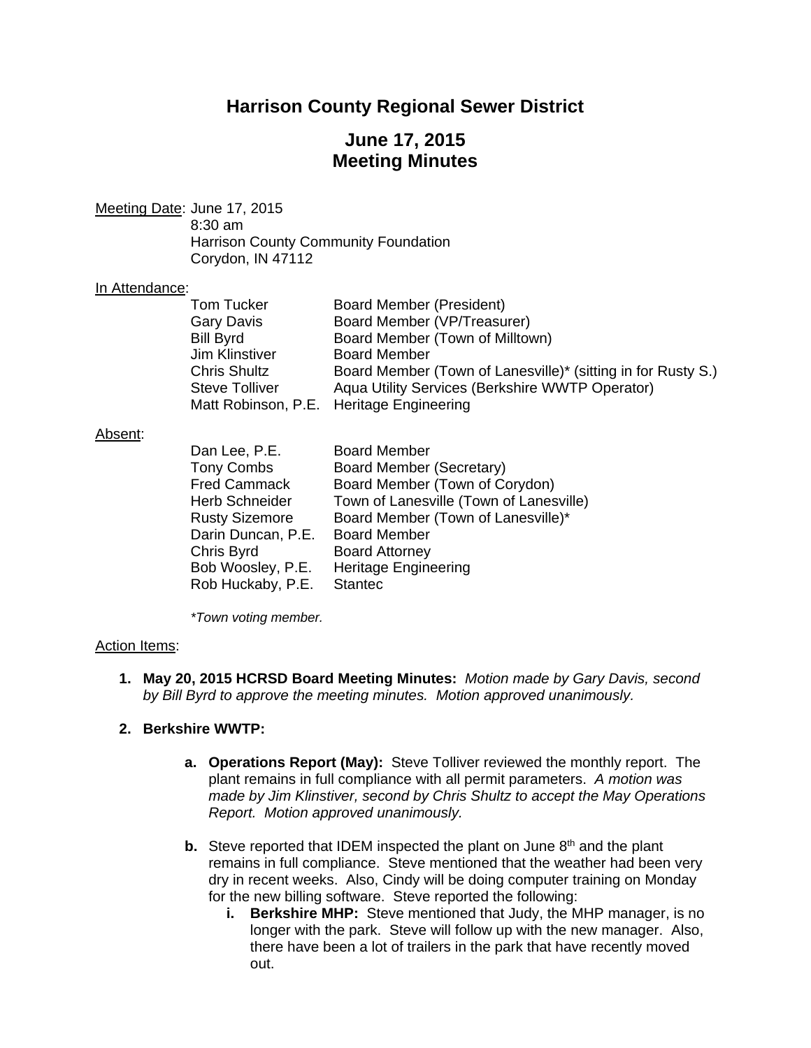# Harrison County Regional Sewer District

## June 17, 2015
## Meeting Minutes

Meeting Date: June 17, 2015
8:30 am
Harrison County Community Foundation
Corydon, IN 47112

In Attendance:

| | |
|---|---|
| Tom Tucker | Board Member (President) |
| Gary Davis | Board Member (VP/Treasurer) |
| Bill Byrd | Board Member (Town of Milltown) |
| Jim Klinstiver | Board Member |
| Chris Shultz | Board Member (Town of Lanesville)* (sitting in for Rusty S.) |
| Steve Tolliver | Aqua Utility Services (Berkshire WWTP Operator) |
| Matt Robinson, P.E. | Heritage Engineering |

Absent:

| | |
|---|---|
| Dan Lee, P.E. | Board Member |
| Tony Combs | Board Member (Secretary) |
| Fred Cammack | Board Member (Town of Corydon) |
| Herb Schneider | Town of Lanesville (Town of Lanesville) |
| Rusty Sizemore | Board Member (Town of Lanesville)* |
| Darin Duncan, P.E. | Board Member |
| Chris Byrd | Board Attorney |
| Bob Woosley, P.E. | Heritage Engineering |
| Rob Huckaby, P.E. | Stantec |

*\*Town voting member.*

Action Items:

1. **May 20, 2015 HCRSD Board Meeting Minutes:** *Motion made by Gary Davis, second by Bill Byrd to approve the meeting minutes. Motion approved unanimously.*

2. **Berkshire WWTP:**

   a. **Operations Report (May):** Steve Tolliver reviewed the monthly report. The plant remains in full compliance with all permit parameters. *A motion was made by Jim Klinstiver, second by Chris Shultz to accept the May Operations Report. Motion approved unanimously.*

   b. Steve reported that IDEM inspected the plant on June 8th and the plant remains in full compliance. Steve mentioned that the weather had been very dry in recent weeks. Also, Cindy will be doing computer training on Monday for the new billing software. Steve reported the following:

      i. **Berkshire MHP:** Steve mentioned that Judy, the MHP manager, is no longer with the park. Steve will follow up with the new manager. Also, there have been a lot of trailers in the park that have recently moved out.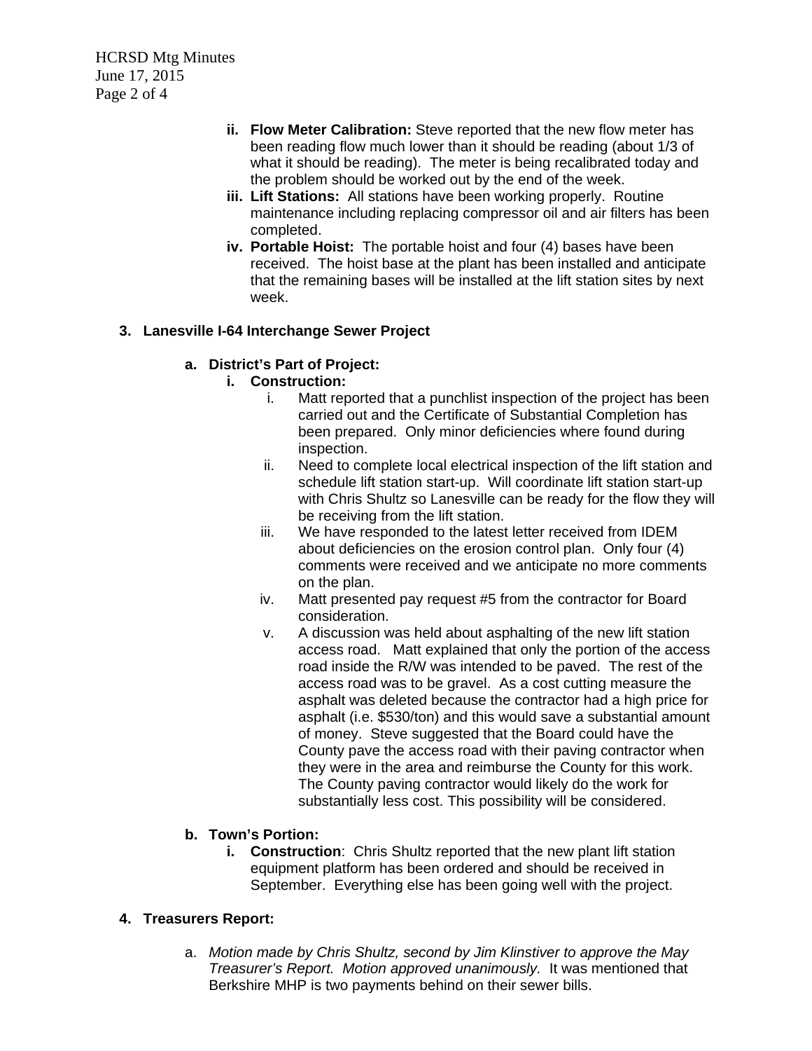ii. **Flow Meter Calibration:** Steve reported that the new flow meter has been reading flow much lower than it should be reading (about 1/3 of what it should be reading). The meter is being recalibrated today and the problem should be worked out by the end of the week.

iii. **Lift Stations:** All stations have been working properly. Routine maintenance including replacing compressor oil and air filters has been completed.

iv. **Portable Hoist:** The portable hoist and four (4) bases have been received. The hoist base at the plant has been installed and anticipate that the remaining bases will be installed at the lift station sites by next week.

**3. Lanesville I-64 Interchange Sewer Project**

**a. District's Part of Project:**

**i. Construction:**

i. Matt reported that a punchlist inspection of the project has been carried out and the Certificate of Substantial Completion has been prepared. Only minor deficiencies where found during inspection.

ii. Need to complete local electrical inspection of the lift station and schedule lift station start-up. Will coordinate lift station start-up with Chris Shultz so Lanesville can be ready for the flow they will be receiving from the lift station.

iii. We have responded to the latest letter received from IDEM about deficiencies on the erosion control plan. Only four (4) comments were received and we anticipate no more comments on the plan.

iv. Matt presented pay request #5 from the contractor for Board consideration.

v. A discussion was held about asphalting of the new lift station access road. Matt explained that only the portion of the access road inside the R/W was intended to be paved. The rest of the access road was to be gravel. As a cost cutting measure the asphalt was deleted because the contractor had a high price for asphalt (i.e. $530/ton) and this would save a substantial amount of money. Steve suggested that the Board could have the County pave the access road with their paving contractor when they were in the area and reimburse the County for this work. The County paving contractor would likely do the work for substantially less cost. This possibility will be considered.

**b. Town's Portion:**

**i. Construction**: Chris Shultz reported that the new plant lift station equipment platform has been ordered and should be received in September. Everything else has been going well with the project.

**4. Treasurers Report:**

a. *Motion made by Chris Shultz, second by Jim Klinstiver to approve the May Treasurer's Report. Motion approved unanimously.* It was mentioned that Berkshire MHP is two payments behind on their sewer bills.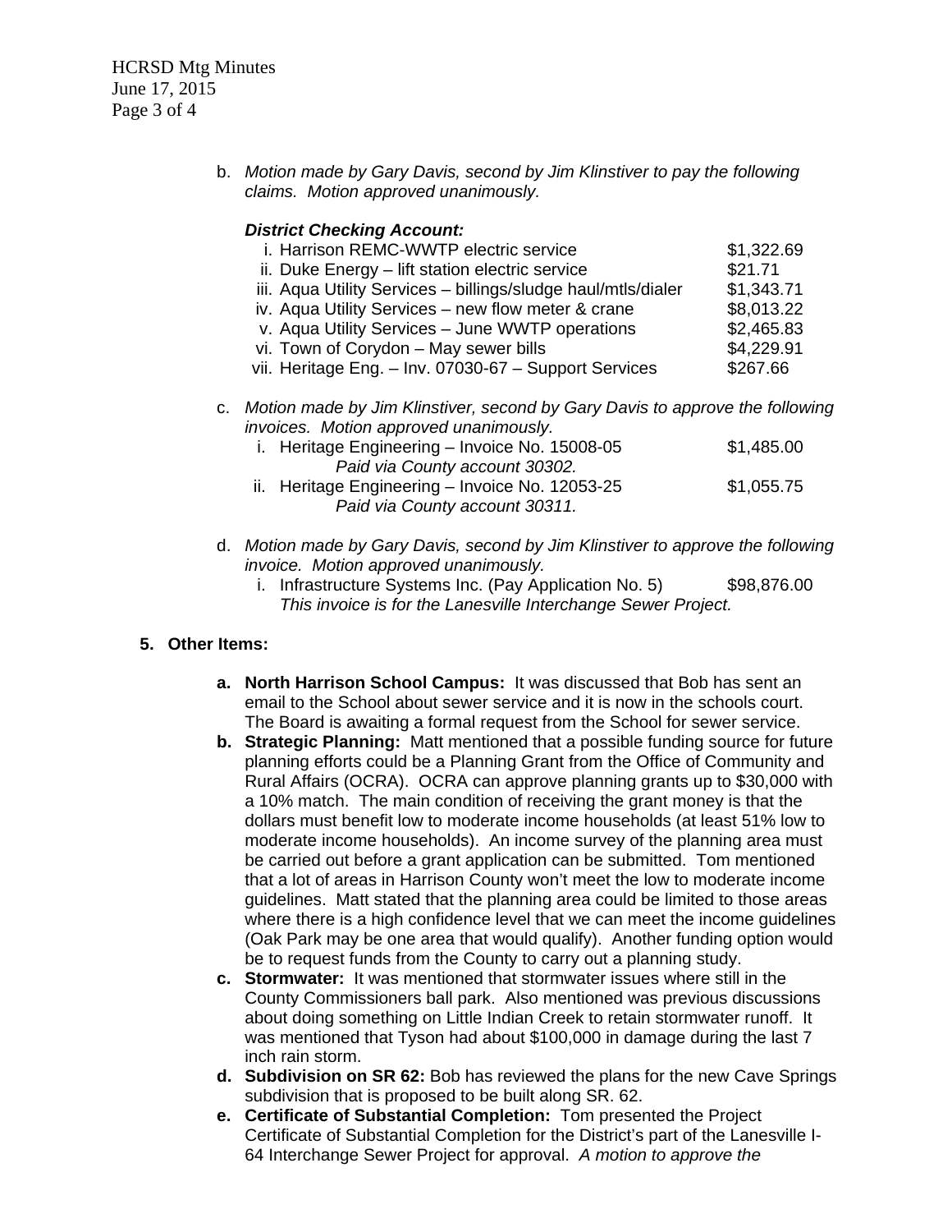b. *Motion made by Gary Davis, second by Jim Klinstiver to pay the following claims. Motion approved unanimously.*

***District Checking Account:***

| | |
|---|---|
| i. Harrison REMC-WWTP electric service | $1,322.69 |
| ii. Duke Energy – lift station electric service | $21.71 |
| iii. Aqua Utility Services – billings/sludge haul/mtls/dialer | $1,343.71 |
| iv. Aqua Utility Services – new flow meter & crane | $8,013.22 |
| v. Aqua Utility Services – June WWTP operations | $2,465.83 |
| vi. Town of Corydon – May sewer bills | $4,229.91 |
| vii. Heritage Eng. – Inv. 07030-67 – Support Services | $267.66 |

c. *Motion made by Jim Klinstiver, second by Gary Davis to approve the following invoices. Motion approved unanimously.*

| | |
|---|---|
| i. Heritage Engineering – Invoice No. 15008-05<br>*Paid via County account 30302.* | $1,485.00 |
| ii. Heritage Engineering – Invoice No. 12053-25<br>*Paid via County account 30311.* | $1,055.75 |

d. *Motion made by Gary Davis, second by Jim Klinstiver to approve the following invoice. Motion approved unanimously.*

   i. Infrastructure Systems Inc. (Pay Application No. 5) $98,876.00
   *This invoice is for the Lanesville Interchange Sewer Project.*

**5. Other Items:**

a. **North Harrison School Campus:** It was discussed that Bob has sent an email to the School about sewer service and it is now in the schools court. The Board is awaiting a formal request from the School for sewer service.

b. **Strategic Planning:** Matt mentioned that a possible funding source for future planning efforts could be a Planning Grant from the Office of Community and Rural Affairs (OCRA). OCRA can approve planning grants up to $30,000 with a 10% match. The main condition of receiving the grant money is that the dollars must benefit low to moderate income households (at least 51% low to moderate income households). An income survey of the planning area must be carried out before a grant application can be submitted. Tom mentioned that a lot of areas in Harrison County won't meet the low to moderate income guidelines. Matt stated that the planning area could be limited to those areas where there is a high confidence level that we can meet the income guidelines (Oak Park may be one area that would qualify). Another funding option would be to request funds from the County to carry out a planning study.

c. **Stormwater:** It was mentioned that stormwater issues where still in the County Commissioners ball park. Also mentioned was previous discussions about doing something on Little Indian Creek to retain stormwater runoff. It was mentioned that Tyson had about $100,000 in damage during the last 7 inch rain storm.

d. **Subdivision on SR 62:** Bob has reviewed the plans for the new Cave Springs subdivision that is proposed to be built along SR. 62.

e. **Certificate of Substantial Completion:** Tom presented the Project Certificate of Substantial Completion for the District's part of the Lanesville I-64 Interchange Sewer Project for approval. *A motion to approve the*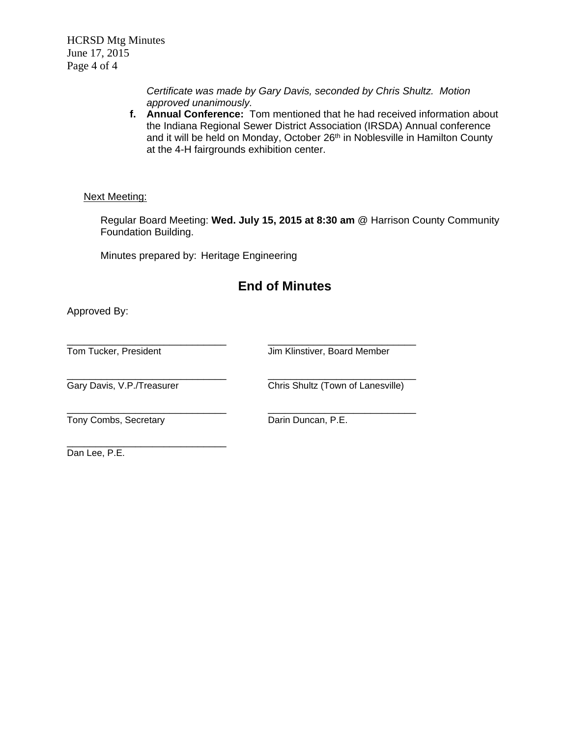*Certificate was made by Gary Davis, seconded by Chris Shultz. Motion approved unanimously.*

f. **Annual Conference:** Tom mentioned that he had received information about the Indiana Regional Sewer District Association (IRSDA) Annual conference and it will be held on Monday, October 26th in Noblesville in Hamilton County at the 4-H fairgrounds exhibition center.

Next Meeting:

Regular Board Meeting: **Wed. July 15, 2015 at 8:30 am** @ Harrison County Community Foundation Building.

Minutes prepared by: Heritage Engineering

## End of Minutes

Approved By:

| | |
|---|---|
| ____________________________ Tom Tucker, President | ____________________________ Jim Klinstiver, Board Member |
| ____________________________ Gary Davis, V.P./Treasurer | ____________________________ Chris Shultz (Town of Lanesville) |
| ____________________________ Tony Combs, Secretary | ____________________________ Darin Duncan, P.E. |
| ____________________________ Dan Lee, P.E. | |